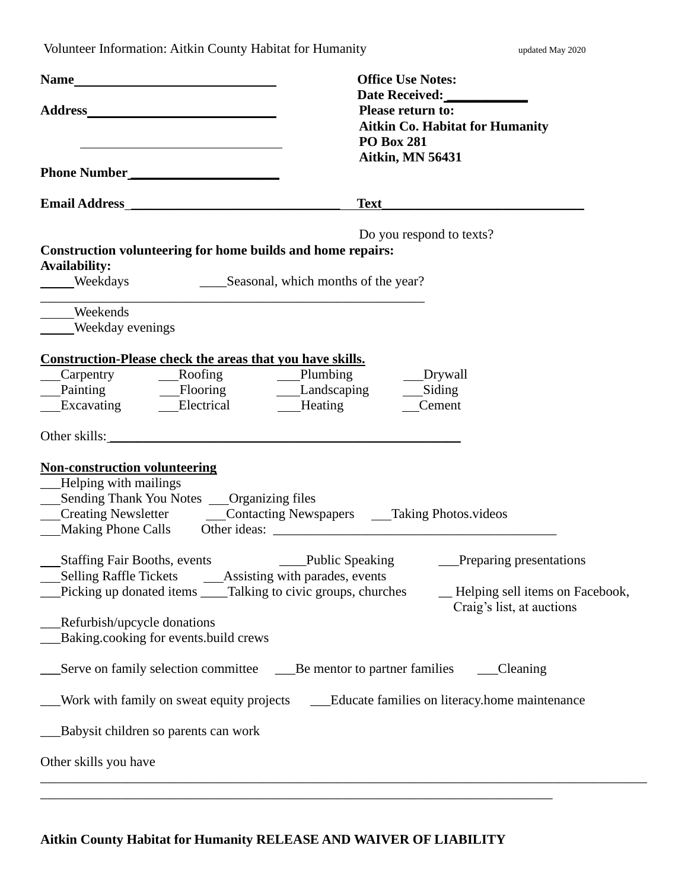Volunteer Information: Aitkin County Habitat for Humanity updated May 2020

**Name**______________________________

**Address**___________________________

______________________________

**Phone Number**______________________

**Email Address** _______________________________

**Office Use Notes:**
**Date Received:** ____________

**Please return to:**
**Aitkin Co. Habitat for Humanity**
**PO Box 281**
**Aitkin, MN 56431**

**Text**______________________________

Do you respond to texts?

**Construction volunteering for home builds and home repairs:**

**Availability:**

_____Weekdays ____Seasonal, which months of the year?
__________________________________________________________

_____Weekends

_____Weekday evenings

**Construction-Please check the areas that you have skills.**

___Carpentry ___Roofing ___Plumbing ___Drywall
___Painting ___Flooring ___Landscaping ___Siding
___Excavating ___Electrical ___Heating ___Cement

Other skills:_______________________________________________________

**Non-construction volunteering**

___Helping with mailings
___Sending Thank You Notes ___Organizing files
___Creating Newsletter ___Contacting Newspapers ___Taking Photos.videos
___Making Phone Calls Other ideas: ___________________________________________

___Staffing Fair Booths, events ____Public Speaking ___Preparing presentations
___Selling Raffle Tickets ___Assisting with parades, events
___Picking up donated items ____Talking to civic groups, churches __ Helping sell items on Facebook, Craig's list, at auctions

___Refurbish/upcycle donations
___Baking.cooking for events.build crews

___Serve on family selection committee ___Be mentor to partner families ___Cleaning

___Work with family on sweat equity projects ___Educate families on literacy.home maintenance

___Babysit children so parents can work

Other skills you have
_____________________________________________________________________________________________
_____________________________________________________________________________

**Aitkin County Habitat for Humanity RELEASE AND WAIVER OF LIABILITY**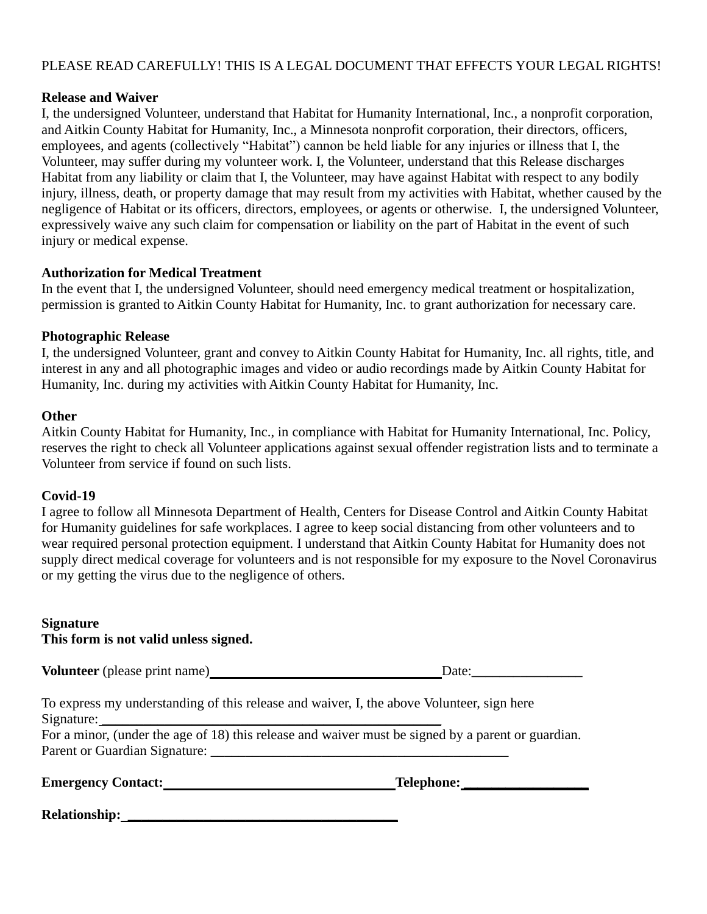PLEASE READ CAREFULLY! THIS IS A LEGAL DOCUMENT THAT EFFECTS YOUR LEGAL RIGHTS!

**Release and Waiver**

I, the undersigned Volunteer, understand that Habitat for Humanity International, Inc., a nonprofit corporation, and Aitkin County Habitat for Humanity, Inc., a Minnesota nonprofit corporation, their directors, officers, employees, and agents (collectively "Habitat") cannon be held liable for any injuries or illness that I, the Volunteer, may suffer during my volunteer work. I, the Volunteer, understand that this Release discharges Habitat from any liability or claim that I, the Volunteer, may have against Habitat with respect to any bodily injury, illness, death, or property damage that may result from my activities with Habitat, whether caused by the negligence of Habitat or its officers, directors, employees, or agents or otherwise. I, the undersigned Volunteer, expressively waive any such claim for compensation or liability on the part of Habitat in the event of such injury or medical expense.

**Authorization for Medical Treatment**

In the event that I, the undersigned Volunteer, should need emergency medical treatment or hospitalization, permission is granted to Aitkin County Habitat for Humanity, Inc. to grant authorization for necessary care.

**Photographic Release**

I, the undersigned Volunteer, grant and convey to Aitkin County Habitat for Humanity, Inc. all rights, title, and interest in any and all photographic images and video or audio recordings made by Aitkin County Habitat for Humanity, Inc. during my activities with Aitkin County Habitat for Humanity, Inc.

**Other**

Aitkin County Habitat for Humanity, Inc., in compliance with Habitat for Humanity International, Inc. Policy, reserves the right to check all Volunteer applications against sexual offender registration lists and to terminate a Volunteer from service if found on such lists.

**Covid-19**

I agree to follow all Minnesota Department of Health, Centers for Disease Control and Aitkin County Habitat for Humanity guidelines for safe workplaces. I agree to keep social distancing from other volunteers and to wear required personal protection equipment. I understand that Aitkin County Habitat for Humanity does not supply direct medical coverage for volunteers and is not responsible for my exposure to the Novel Coronavirus or my getting the virus due to the negligence of others.

**Signature**
**This form is not valid unless signed.**

**Volunteer** (please print name)___________________________________ Date:________________

To express my understanding of this release and waiver, I, the above Volunteer, sign here
Signature:________________________________________________________
For a minor, (under the age of 18) this release and waiver must be signed by a parent or guardian.
Parent or Guardian Signature: ____________________________________________

**Emergency Contact:**___________________________________ **Telephone:** __________________

**Relationship:** ________________________________________